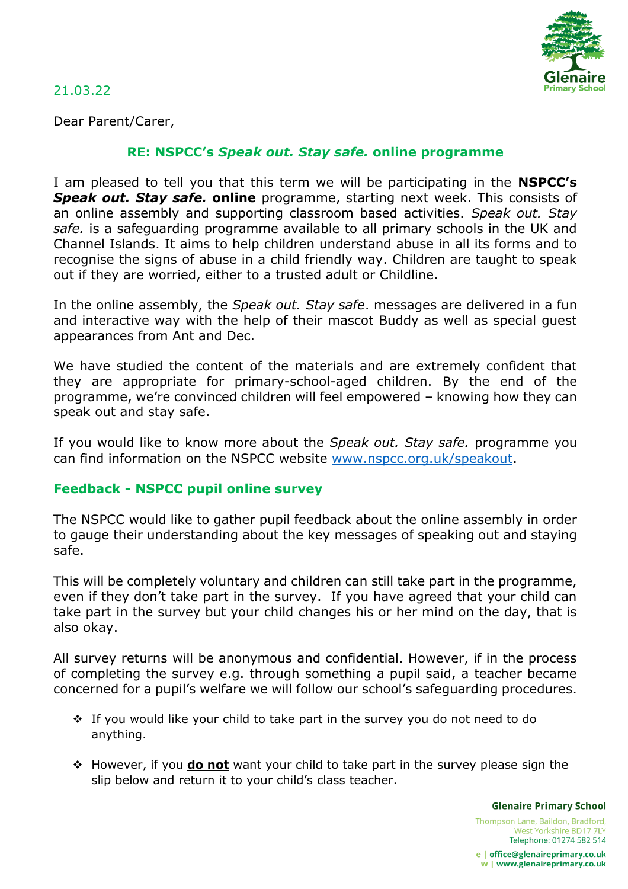21.03.22

Dear Parent/Carer,

## RE: NSPCC's *Speak out. Stay safe.* online programme

I am pleased to tell you that this term we will be participating in the **NSPCC's *Speak out. Stay safe.* online** programme, starting next week. This consists of an online assembly and supporting classroom based activities. *Speak out. Stay safe.* is a safeguarding programme available to all primary schools in the UK and Channel Islands. It aims to help children understand abuse in all its forms and to recognise the signs of abuse in a child friendly way. Children are taught to speak out if they are worried, either to a trusted adult or Childline.

In the online assembly, the *Speak out. Stay safe*. messages are delivered in a fun and interactive way with the help of their mascot Buddy as well as special guest appearances from Ant and Dec.

We have studied the content of the materials and are extremely confident that they are appropriate for primary-school-aged children. By the end of the programme, we're convinced children will feel empowered – knowing how they can speak out and stay safe.

If you would like to know more about the *Speak out. Stay safe.* programme you can find information on the NSPCC website [www.nspcc.org.uk/speakout](http://www.nspcc.org.uk/speakout).

## Feedback - NSPCC pupil online survey

The NSPCC would like to gather pupil feedback about the online assembly in order to gauge their understanding about the key messages of speaking out and staying safe.

This will be completely voluntary and children can still take part in the programme, even if they don't take part in the survey. If you have agreed that your child can take part in the survey but your child changes his or her mind on the day, that is also okay.

All survey returns will be anonymous and confidential. However, if in the process of completing the survey e.g. through something a pupil said, a teacher became concerned for a pupil's welfare we will follow our school's safeguarding procedures.

- If you would like your child to take part in the survey you do not need to do anything.
- However, if you **do not** want your child to take part in the survey please sign the slip below and return it to your child's class teacher.

**Glenaire Primary School**

Thompson Lane, Baildon, Bradford, West Yorkshire BD17 7LY
Telephone: 01274 582 514

e | office@glenaireprimary.co.uk
w | www.glenaireprimary.co.uk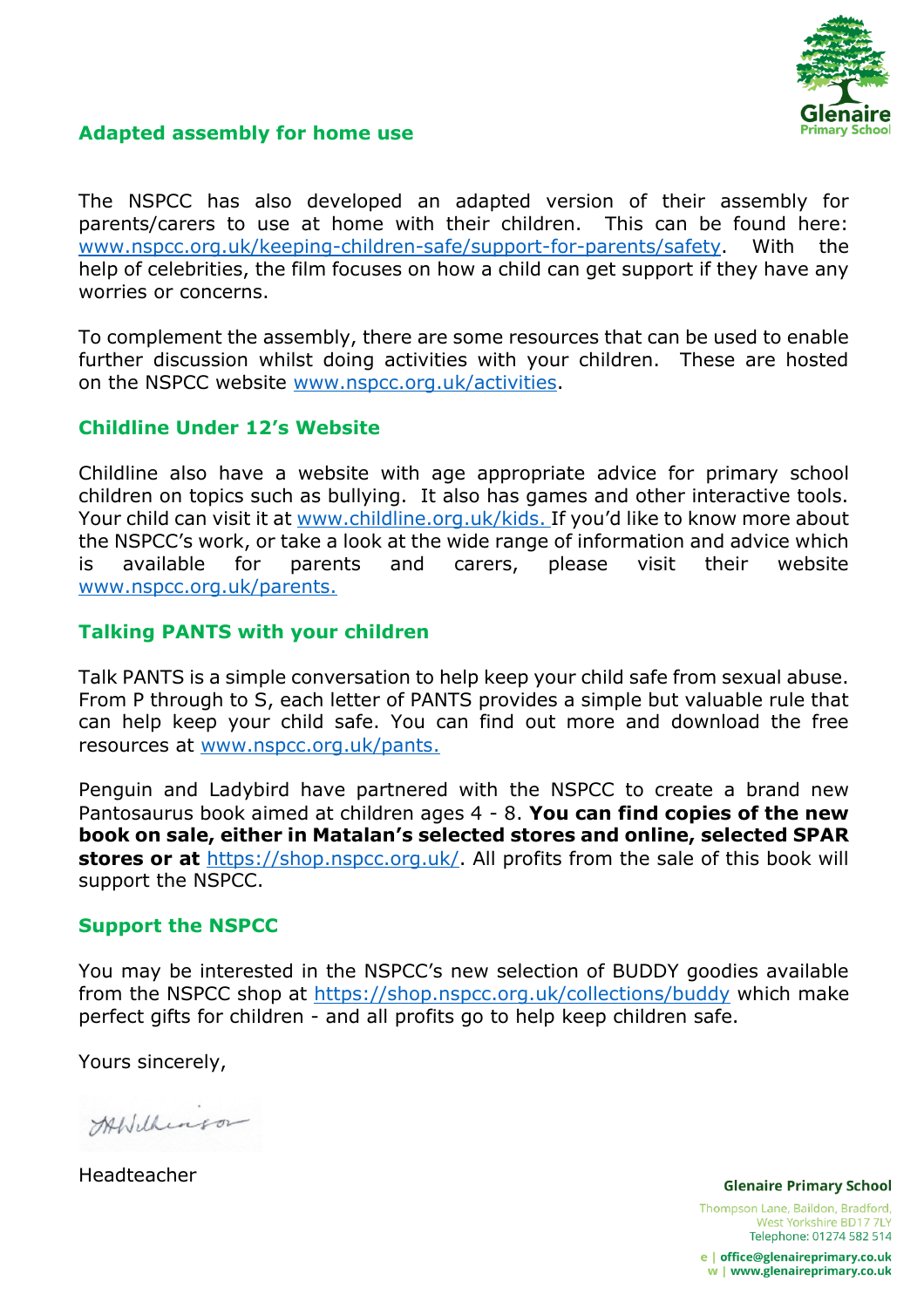## Adapted assembly for home use

The NSPCC has also developed an adapted version of their assembly for parents/carers to use at home with their children. This can be found here: [www.nspcc.org.uk/keeping-children-safe/support-for-parents/safety](www.nspcc.org.uk/keeping-children-safe/support-for-parents/safety). With the help of celebrities, the film focuses on how a child can get support if they have any worries or concerns.

To complement the assembly, there are some resources that can be used to enable further discussion whilst doing activities with your children. These are hosted on the NSPCC website [www.nspcc.org.uk/activities](www.nspcc.org.uk/activities).

## Childline Under 12's Website

Childline also have a website with age appropriate advice for primary school children on topics such as bullying. It also has games and other interactive tools. Your child can visit it at [www.childline.org.uk/kids.](www.childline.org.uk/kids) If you'd like to know more about the NSPCC's work, or take a look at the wide range of information and advice which is available for parents and carers, please visit their website [www.nspcc.org.uk/parents.](www.nspcc.org.uk/parents)

## Talking PANTS with your children

Talk PANTS is a simple conversation to help keep your child safe from sexual abuse. From P through to S, each letter of PANTS provides a simple but valuable rule that can help keep your child safe. You can find out more and download the free resources at [www.nspcc.org.uk/pants.](www.nspcc.org.uk/pants)

Penguin and Ladybird have partnered with the NSPCC to create a brand new Pantosaurus book aimed at children ages 4 - 8. **You can find copies of the new book on sale, either in Matalan's selected stores and online, selected SPAR stores or at** [https://shop.nspcc.org.uk/](https://shop.nspcc.org.uk/). All profits from the sale of this book will support the NSPCC.

## Support the NSPCC

You may be interested in the NSPCC's new selection of BUDDY goodies available from the NSPCC shop at [https://shop.nspcc.org.uk/collections/buddy](https://shop.nspcc.org.uk/collections/buddy) which make perfect gifts for children - and all profits go to help keep children safe.

Yours sincerely,

J H Wilkinson

Headteacher

**Glenaire Primary School**
Thompson Lane, Baildon, Bradford, West Yorkshire BD17 7LY
Telephone: 01274 582 514
e | office@glenaireprimary.co.uk
w | www.glenaireprimary.co.uk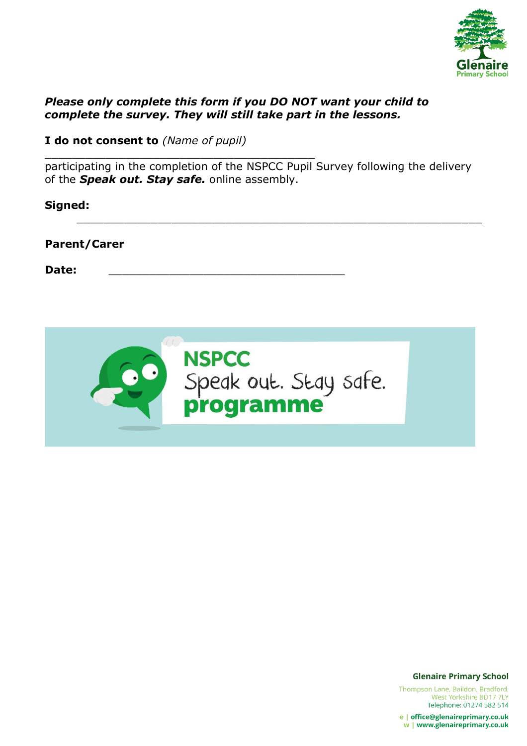***Please only complete this form if you DO NOT want your child to complete the survey. They will still take part in the lessons.***

**I do not consent to** *(Name of pupil)* ______________________________________

participating in the completion of the NSPCC Pupil Survey following the delivery of the ***Speak out. Stay safe.*** online assembly.

**Signed:** ________________________________________________________

**Parent/Carer**

**Date:** __________________________________

NSPCC

Speak out. Stay safe.

**programme**

**Glenaire Primary School**

Thompson Lane, Baildon, Bradford,
West Yorkshire BD17 7LY
Telephone: 01274 582 514

e | **office@glenaireprimary.co.uk**
w | **www.glenaireprimary.co.uk**